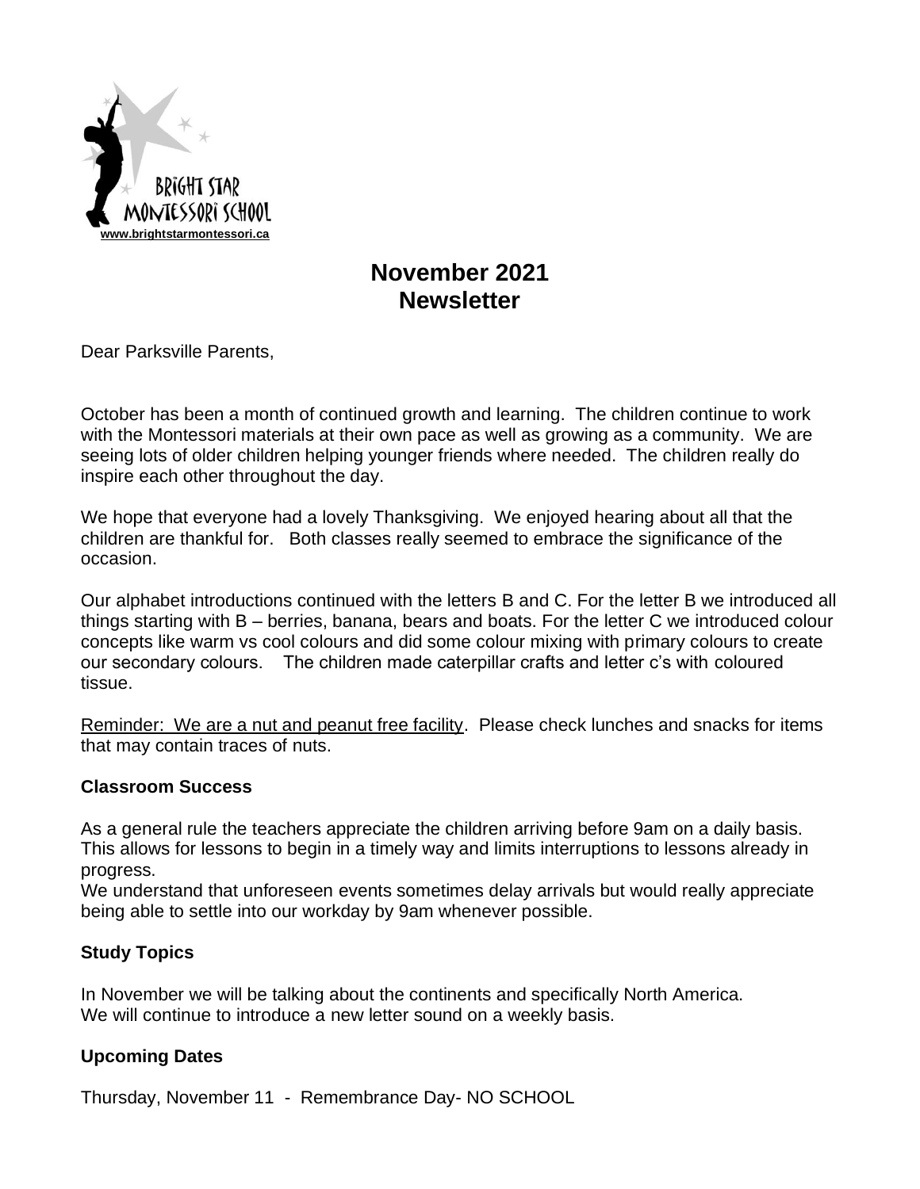BRIGHT STAR MONTESSORI SCHOOL
www.brightstarmontessori.ca

# November 2021 Newsletter

Dear Parksville Parents,

October has been a month of continued growth and learning. The children continue to work with the Montessori materials at their own pace as well as growing as a community. We are seeing lots of older children helping younger friends where needed. The children really do inspire each other throughout the day.

We hope that everyone had a lovely Thanksgiving. We enjoyed hearing about all that the children are thankful for. Both classes really seemed to embrace the significance of the occasion.

Our alphabet introductions continued with the letters B and C. For the letter B we introduced all things starting with B – berries, banana, bears and boats. For the letter C we introduced colour concepts like warm vs cool colours and did some colour mixing with primary colours to create our secondary colours. The children made caterpillar crafts and letter c's with coloured tissue.

<u>Reminder: We are a nut and peanut free facility</u>. Please check lunches and snacks for items that may contain traces of nuts.

**Classroom Success**

As a general rule the teachers appreciate the children arriving before 9am on a daily basis. This allows for lessons to begin in a timely way and limits interruptions to lessons already in progress.
We understand that unforeseen events sometimes delay arrivals but would really appreciate being able to settle into our workday by 9am whenever possible.

**Study Topics**

In November we will be talking about the continents and specifically North America.
We will continue to introduce a new letter sound on a weekly basis.

**Upcoming Dates**

Thursday, November 11 - Remembrance Day- NO SCHOOL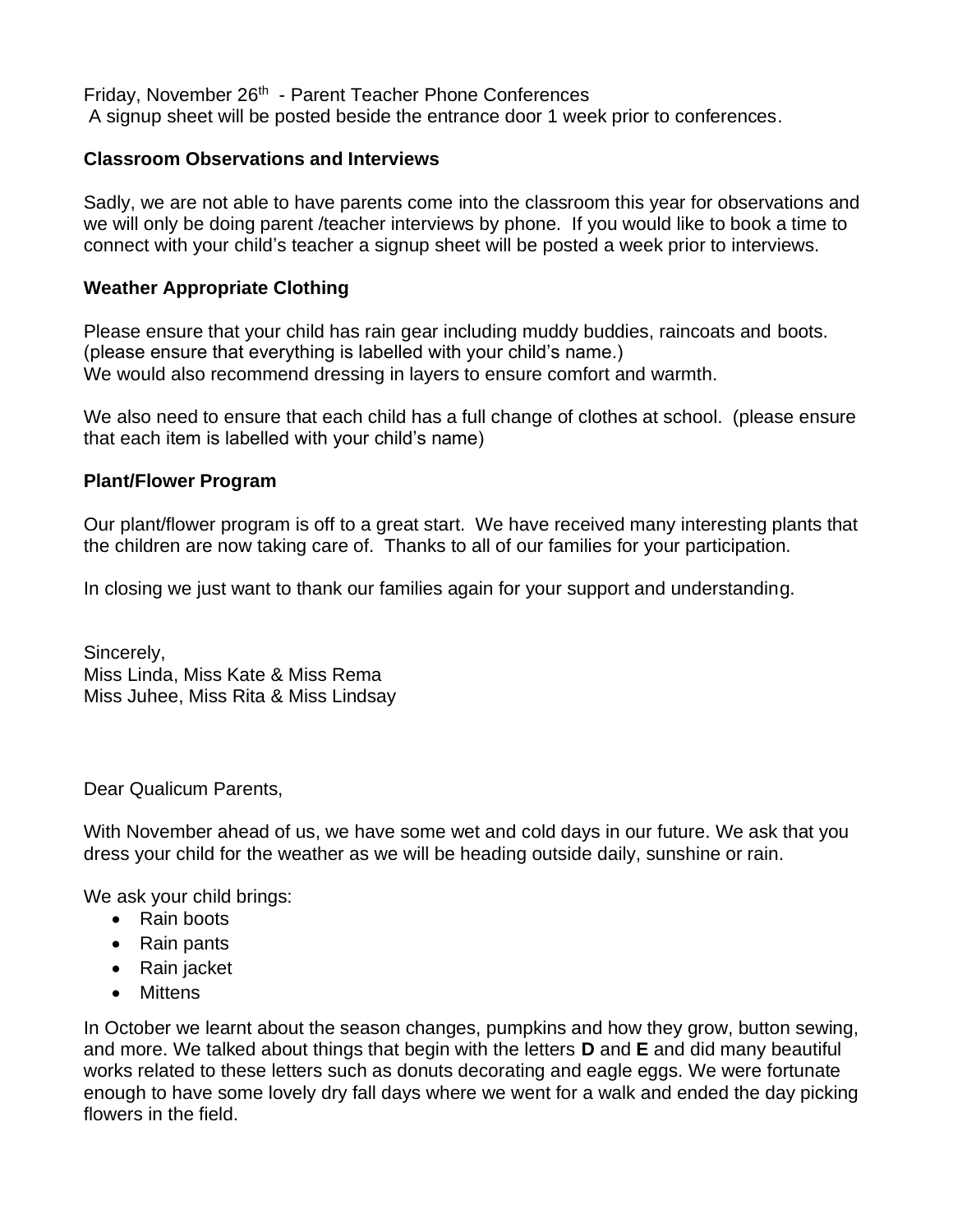Friday, November 26th - Parent Teacher Phone Conferences
A signup sheet will be posted beside the entrance door 1 week prior to conferences.

**Classroom Observations and Interviews**

Sadly, we are not able to have parents come into the classroom this year for observations and we will only be doing parent /teacher interviews by phone. If you would like to book a time to connect with your child's teacher a signup sheet will be posted a week prior to interviews.

**Weather Appropriate Clothing**

Please ensure that your child has rain gear including muddy buddies, raincoats and boots. (please ensure that everything is labelled with your child's name.)
We would also recommend dressing in layers to ensure comfort and warmth.

We also need to ensure that each child has a full change of clothes at school. (please ensure that each item is labelled with your child's name)

**Plant/Flower Program**

Our plant/flower program is off to a great start. We have received many interesting plants that the children are now taking care of. Thanks to all of our families for your participation.

In closing we just want to thank our families again for your support and understanding.

Sincerely,
Miss Linda, Miss Kate & Miss Rema
Miss Juhee, Miss Rita & Miss Lindsay

Dear Qualicum Parents,

With November ahead of us, we have some wet and cold days in our future. We ask that you dress your child for the weather as we will be heading outside daily, sunshine or rain.

We ask your child brings:

- Rain boots
- Rain pants
- Rain jacket
- Mittens

In October we learnt about the season changes, pumpkins and how they grow, button sewing, and more. We talked about things that begin with the letters **D** and **E** and did many beautiful works related to these letters such as donuts decorating and eagle eggs. We were fortunate enough to have some lovely dry fall days where we went for a walk and ended the day picking flowers in the field.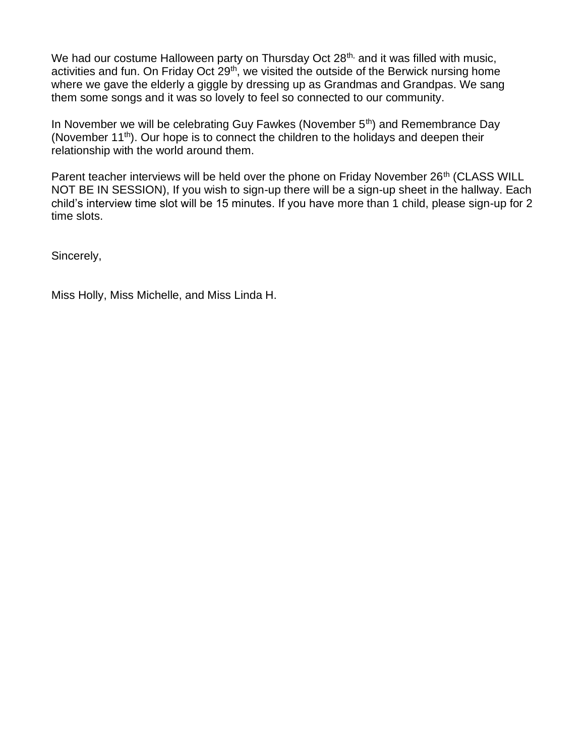We had our costume Halloween party on Thursday Oct 28th, and it was filled with music, activities and fun. On Friday Oct 29th, we visited the outside of the Berwick nursing home where we gave the elderly a giggle by dressing up as Grandmas and Grandpas. We sang them some songs and it was so lovely to feel so connected to our community.

In November we will be celebrating Guy Fawkes (November 5th) and Remembrance Day (November 11th). Our hope is to connect the children to the holidays and deepen their relationship with the world around them.

Parent teacher interviews will be held over the phone on Friday November 26th (CLASS WILL NOT BE IN SESSION), If you wish to sign-up there will be a sign-up sheet in the hallway. Each child's interview time slot will be 15 minutes. If you have more than 1 child, please sign-up for 2 time slots.

Sincerely,

Miss Holly, Miss Michelle, and Miss Linda H.